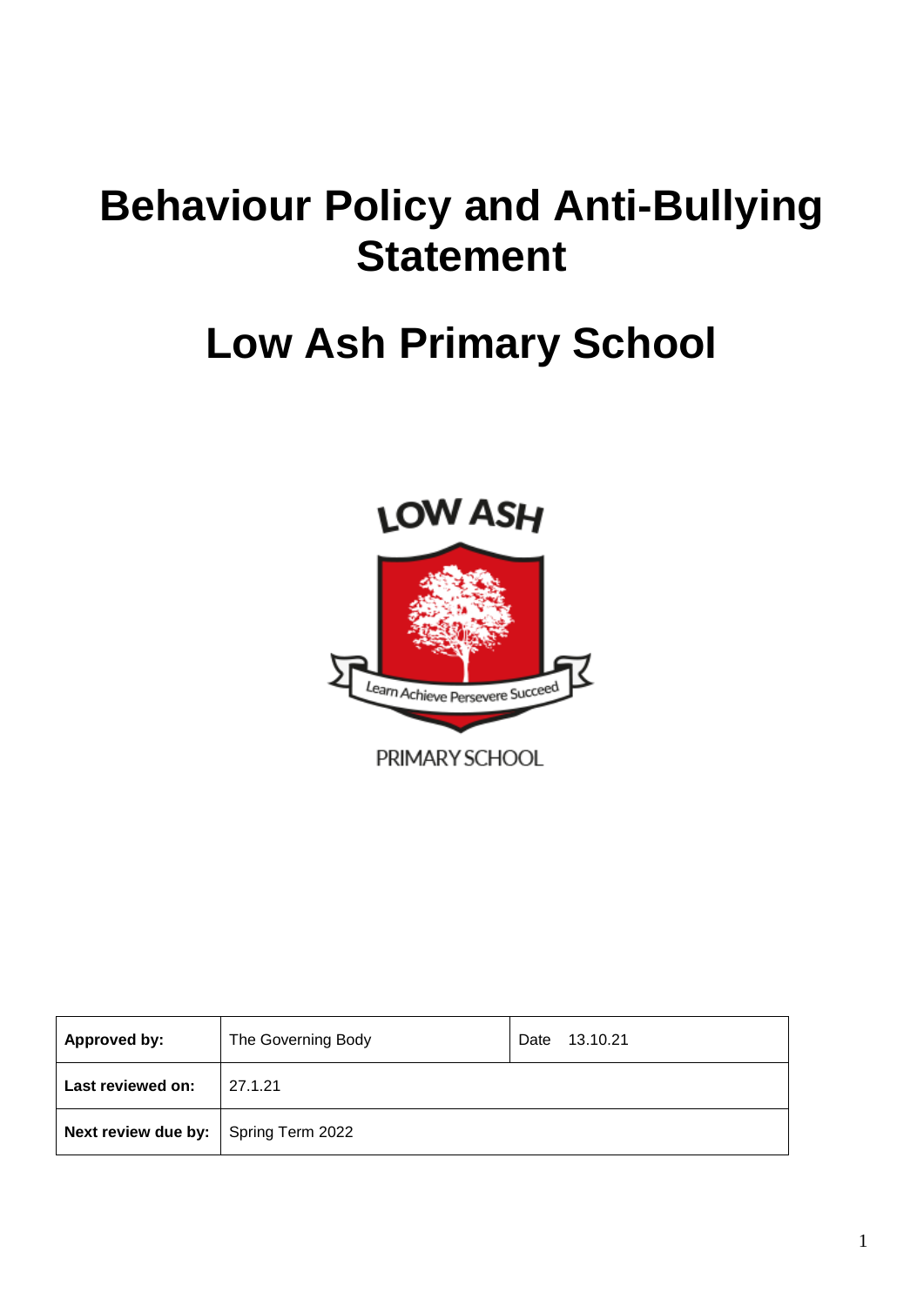# Behaviour Policy and Anti-Bullying Statement

# Low Ash Primary School

LOW ASH

Learn Achieve Persevere Succeed

PRIMARY SCHOOL

| **Approved by:** | The Governing Body | Date 13.10.21 |
|---|---|---|
| **Last reviewed on:** | 27.1.21 | |
| **Next review due by:** | Spring Term 2022 | |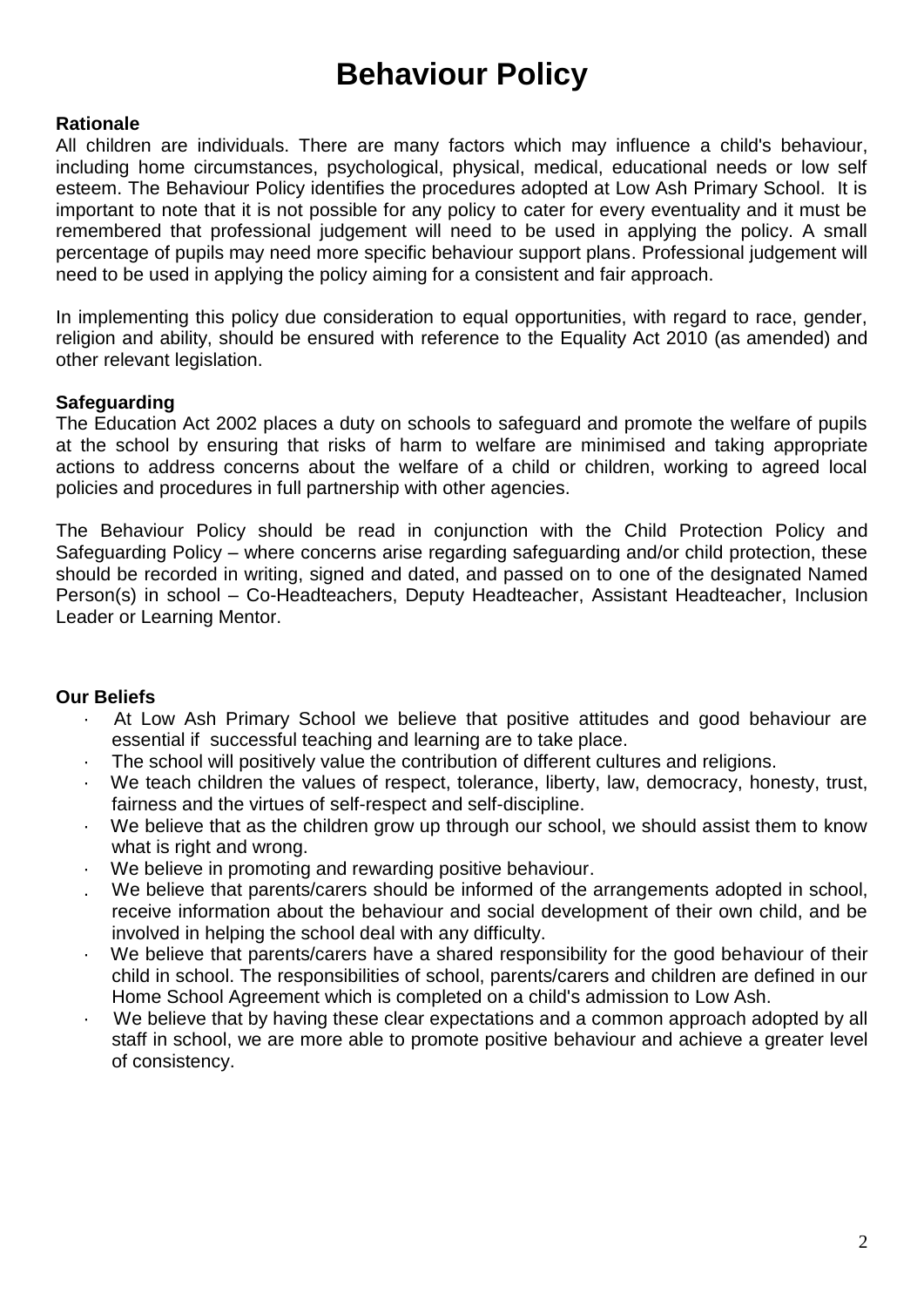# Behaviour Policy

**Rationale**

All children are individuals. There are many factors which may influence a child's behaviour, including home circumstances, psychological, physical, medical, educational needs or low self esteem. The Behaviour Policy identifies the procedures adopted at Low Ash Primary School. It is important to note that it is not possible for any policy to cater for every eventuality and it must be remembered that professional judgement will need to be used in applying the policy. A small percentage of pupils may need more specific behaviour support plans. Professional judgement will need to be used in applying the policy aiming for a consistent and fair approach.

In implementing this policy due consideration to equal opportunities, with regard to race, gender, religion and ability, should be ensured with reference to the Equality Act 2010 (as amended) and other relevant legislation.

**Safeguarding**

The Education Act 2002 places a duty on schools to safeguard and promote the welfare of pupils at the school by ensuring that risks of harm to welfare are minimised and taking appropriate actions to address concerns about the welfare of a child or children, working to agreed local policies and procedures in full partnership with other agencies.

The Behaviour Policy should be read in conjunction with the Child Protection Policy and Safeguarding Policy – where concerns arise regarding safeguarding and/or child protection, these should be recorded in writing, signed and dated, and passed on to one of the designated Named Person(s) in school – Co-Headteachers, Deputy Headteacher, Assistant Headteacher, Inclusion Leader or Learning Mentor.

**Our Beliefs**

- At Low Ash Primary School we believe that positive attitudes and good behaviour are essential if successful teaching and learning are to take place.
- The school will positively value the contribution of different cultures and religions.
- We teach children the values of respect, tolerance, liberty, law, democracy, honesty, trust, fairness and the virtues of self-respect and self-discipline.
- We believe that as the children grow up through our school, we should assist them to know what is right and wrong.
- We believe in promoting and rewarding positive behaviour.
- We believe that parents/carers should be informed of the arrangements adopted in school, receive information about the behaviour and social development of their own child, and be involved in helping the school deal with any difficulty.
- We believe that parents/carers have a shared responsibility for the good behaviour of their child in school. The responsibilities of school, parents/carers and children are defined in our Home School Agreement which is completed on a child's admission to Low Ash.
- We believe that by having these clear expectations and a common approach adopted by all staff in school, we are more able to promote positive behaviour and achieve a greater level of consistency.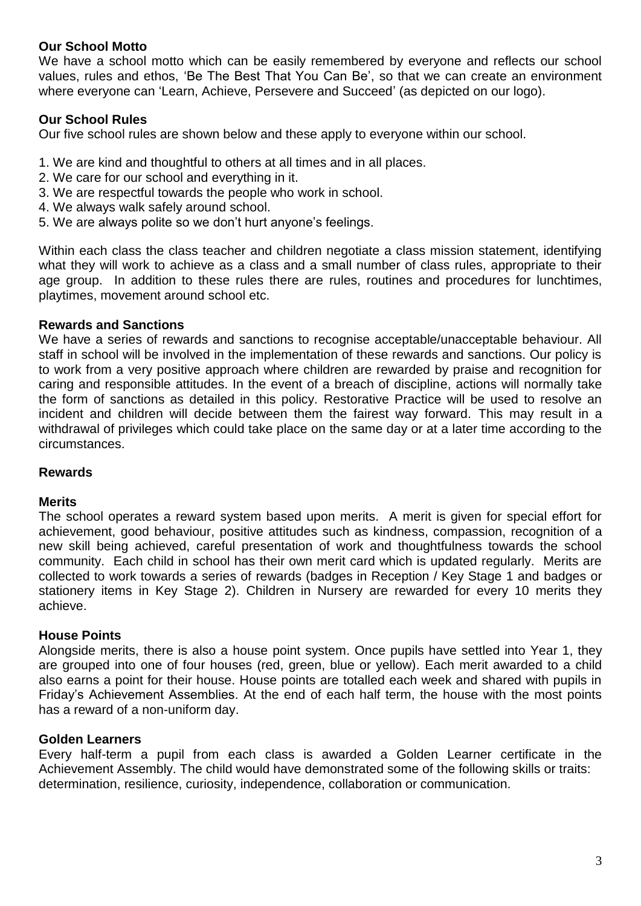**Our School Motto**

We have a school motto which can be easily remembered by everyone and reflects our school values, rules and ethos, 'Be The Best That You Can Be', so that we can create an environment where everyone can 'Learn, Achieve, Persevere and Succeed' (as depicted on our logo).

**Our School Rules**

Our five school rules are shown below and these apply to everyone within our school.

1. We are kind and thoughtful to others at all times and in all places.
2. We care for our school and everything in it.
3. We are respectful towards the people who work in school.
4. We always walk safely around school.
5. We are always polite so we don't hurt anyone's feelings.

Within each class the class teacher and children negotiate a class mission statement, identifying what they will work to achieve as a class and a small number of class rules, appropriate to their age group. In addition to these rules there are rules, routines and procedures for lunchtimes, playtimes, movement around school etc.

**Rewards and Sanctions**

We have a series of rewards and sanctions to recognise acceptable/unacceptable behaviour. All staff in school will be involved in the implementation of these rewards and sanctions. Our policy is to work from a very positive approach where children are rewarded by praise and recognition for caring and responsible attitudes. In the event of a breach of discipline, actions will normally take the form of sanctions as detailed in this policy. Restorative Practice will be used to resolve an incident and children will decide between them the fairest way forward. This may result in a withdrawal of privileges which could take place on the same day or at a later time according to the circumstances.

**Rewards**

**Merits**

The school operates a reward system based upon merits. A merit is given for special effort for achievement, good behaviour, positive attitudes such as kindness, compassion, recognition of a new skill being achieved, careful presentation of work and thoughtfulness towards the school community. Each child in school has their own merit card which is updated regularly. Merits are collected to work towards a series of rewards (badges in Reception / Key Stage 1 and badges or stationery items in Key Stage 2). Children in Nursery are rewarded for every 10 merits they achieve.

**House Points**

Alongside merits, there is also a house point system. Once pupils have settled into Year 1, they are grouped into one of four houses (red, green, blue or yellow). Each merit awarded to a child also earns a point for their house. House points are totalled each week and shared with pupils in Friday's Achievement Assemblies. At the end of each half term, the house with the most points has a reward of a non-uniform day.

**Golden Learners**

Every half-term a pupil from each class is awarded a Golden Learner certificate in the Achievement Assembly. The child would have demonstrated some of the following skills or traits: determination, resilience, curiosity, independence, collaboration or communication.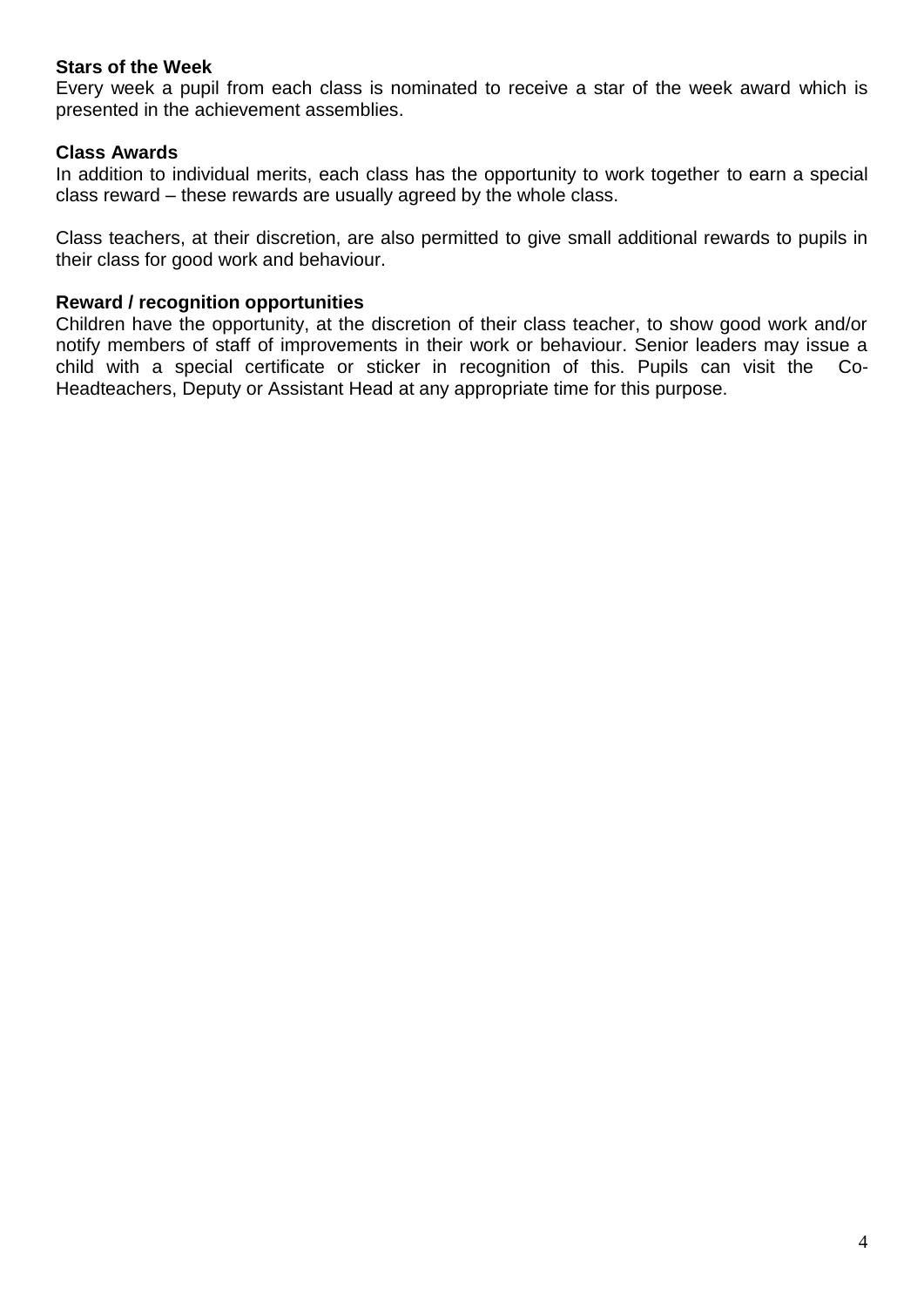**Stars of the Week**

Every week a pupil from each class is nominated to receive a star of the week award which is presented in the achievement assemblies.

**Class Awards**

In addition to individual merits, each class has the opportunity to work together to earn a special class reward – these rewards are usually agreed by the whole class.

Class teachers, at their discretion, are also permitted to give small additional rewards to pupils in their class for good work and behaviour.

**Reward / recognition opportunities**

Children have the opportunity, at the discretion of their class teacher, to show good work and/or notify members of staff of improvements in their work or behaviour. Senior leaders may issue a child with a special certificate or sticker in recognition of this. Pupils can visit the Co-Headteachers, Deputy or Assistant Head at any appropriate time for this purpose.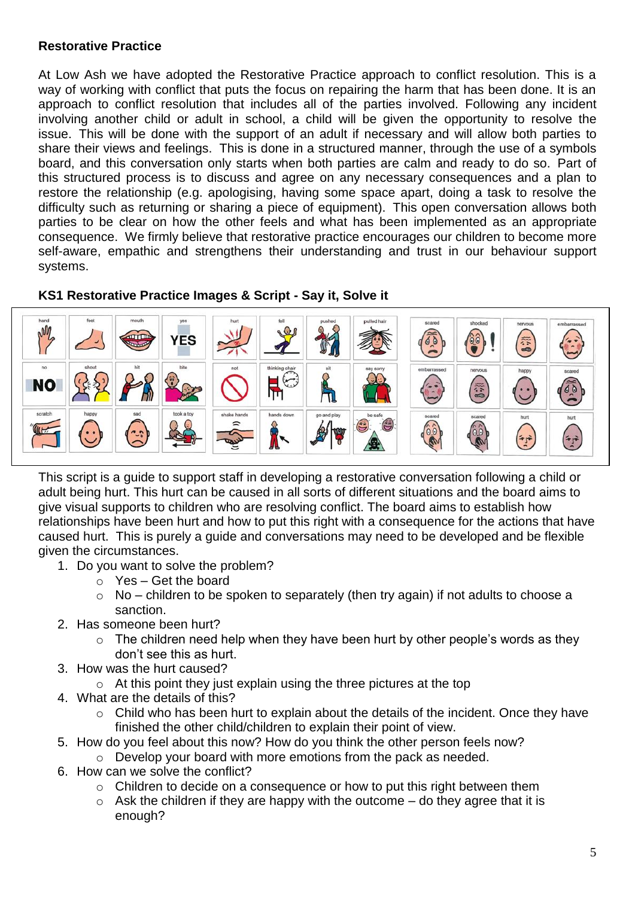**Restorative Practice**

At Low Ash we have adopted the Restorative Practice approach to conflict resolution. This is a way of working with conflict that puts the focus on repairing the harm that has been done. It is an approach to conflict resolution that includes all of the parties involved. Following any incident involving another child or adult in school, a child will be given the opportunity to resolve the issue. This will be done with the support of an adult if necessary and will allow both parties to share their views and feelings. This is done in a structured manner, through the use of a symbols board, and this conversation only starts when both parties are calm and ready to do so. Part of this structured process is to discuss and agree on any necessary consequences and a plan to restore the relationship (e.g. apologising, having some space apart, doing a task to resolve the difficulty such as returning or sharing a piece of equipment). This open conversation allows both parties to be clear on how the other feels and what has been implemented as an appropriate consequence. We firmly believe that restorative practice encourages our children to become more self-aware, empathic and strengthens their understanding and trust in our behaviour support systems.

**KS1 Restorative Practice Images & Script - Say it, Solve it**

| | | | | | | | | | | | |
|---|---|---|---|---|---|---|---|---|---|---|---|
| hand | feet | mouth | yes | hurt | fell | pushed | pulled hair | scared | shocked | nervous | embarrassed |
| no | shout | hit | bite | not | thinking chair | sit | say sorry | embarrassed | nervous | happy | scared |
| scratch | happy | sad | took a toy | shake hands | hands down | go and play | be safe | scared | scared | hurt | hurt |

This script is a guide to support staff in developing a restorative conversation following a child or adult being hurt. This hurt can be caused in all sorts of different situations and the board aims to give visual supports to children who are resolving conflict. The board aims to establish how relationships have been hurt and how to put this right with a consequence for the actions that have caused hurt. This is purely a guide and conversations may need to be developed and be flexible given the circumstances.

1. Do you want to solve the problem?
   - Yes – Get the board
   - No – children to be spoken to separately (then try again) if not adults to choose a sanction.
2. Has someone been hurt?
   - The children need help when they have been hurt by other people's words as they don't see this as hurt.
3. How was the hurt caused?
   - At this point they just explain using the three pictures at the top
4. What are the details of this?
   - Child who has been hurt to explain about the details of the incident. Once they have finished the other child/children to explain their point of view.
5. How do you feel about this now? How do you think the other person feels now?
   - Develop your board with more emotions from the pack as needed.
6. How can we solve the conflict?
   - Children to decide on a consequence or how to put this right between them
   - Ask the children if they are happy with the outcome – do they agree that it is enough?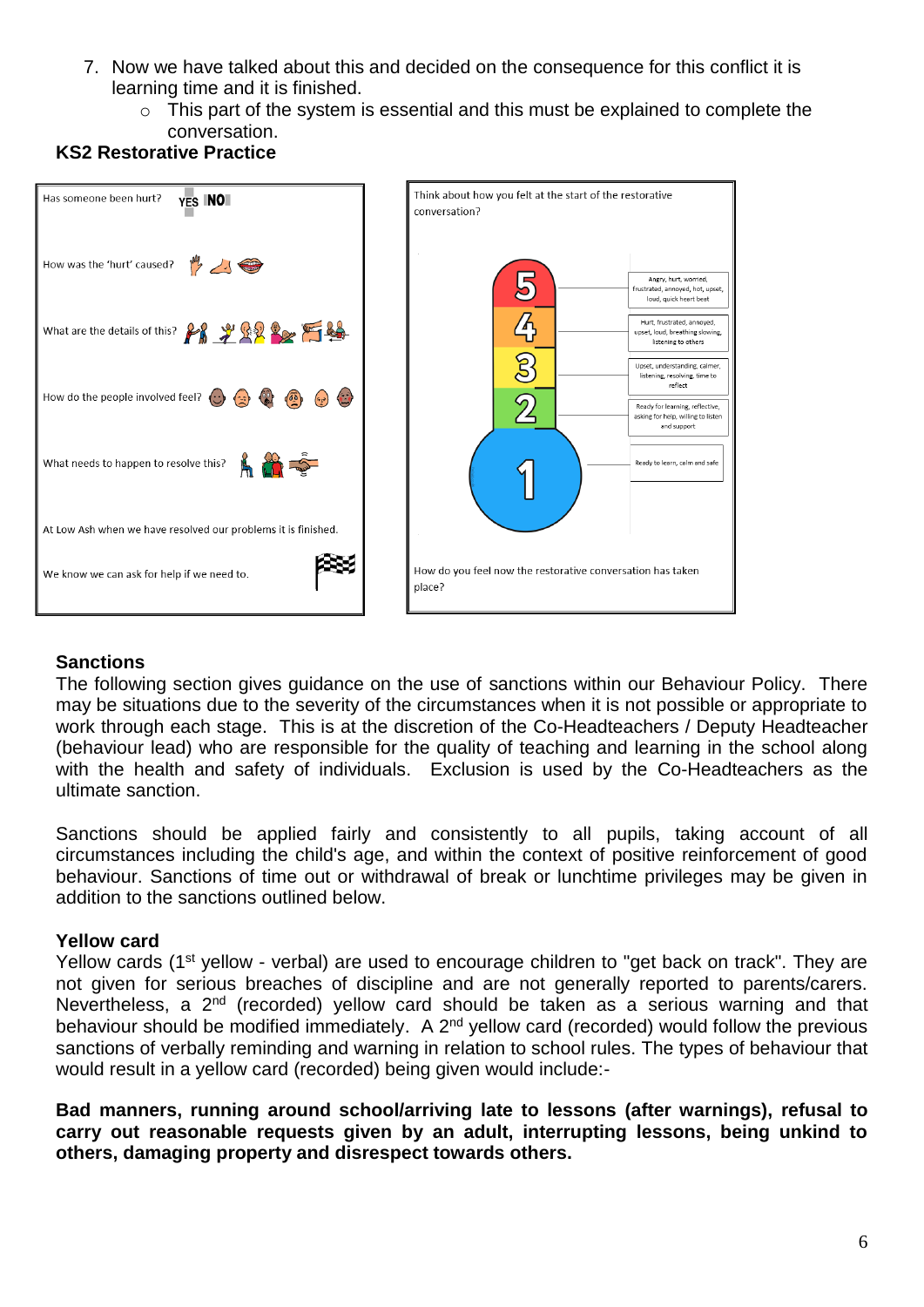7. Now we have talked about this and decided on the consequence for this conflict it is learning time and it is finished.
    - This part of the system is essential and this must be explained to complete the conversation.

**KS2 Restorative Practice**

Has someone been hurt? YES NO

How was the 'hurt' caused?

What are the details of this?

How do the people involved feel?

What needs to happen to resolve this?

At Low Ash when we have resolved our problems it is finished.

We know we can ask for help if we need to.

Think about how you felt at the start of the restorative conversation?

5 – Angry, hurt, worried, frustrated, annoyed, hot, upset, loud, quick heart beat

4 – Hurt, frustrated, annoyed, upset, loud, breathing slowing, listening to others

3 – Upset, understanding, calmer, listening, resolving, time to reflect

2 – Ready for learning, reflective, asking for help, willing to listen and support

1 – Ready to learn, calm and safe

How do you feel now the restorative conversation has taken place?

### Sanctions

The following section gives guidance on the use of sanctions within our Behaviour Policy. There may be situations due to the severity of the circumstances when it is not possible or appropriate to work through each stage. This is at the discretion of the Co-Headteachers / Deputy Headteacher (behaviour lead) who are responsible for the quality of teaching and learning in the school along with the health and safety of individuals. Exclusion is used by the Co-Headteachers as the ultimate sanction.

Sanctions should be applied fairly and consistently to all pupils, taking account of all circumstances including the child's age, and within the context of positive reinforcement of good behaviour. Sanctions of time out or withdrawal of break or lunchtime privileges may be given in addition to the sanctions outlined below.

### Yellow card

Yellow cards (1st yellow - verbal) are used to encourage children to "get back on track". They are not given for serious breaches of discipline and are not generally reported to parents/carers. Nevertheless, a 2nd (recorded) yellow card should be taken as a serious warning and that behaviour should be modified immediately. A 2nd yellow card (recorded) would follow the previous sanctions of verbally reminding and warning in relation to school rules. The types of behaviour that would result in a yellow card (recorded) being given would include:-

**Bad manners, running around school/arriving late to lessons (after warnings), refusal to carry out reasonable requests given by an adult, interrupting lessons, being unkind to others, damaging property and disrespect towards others.**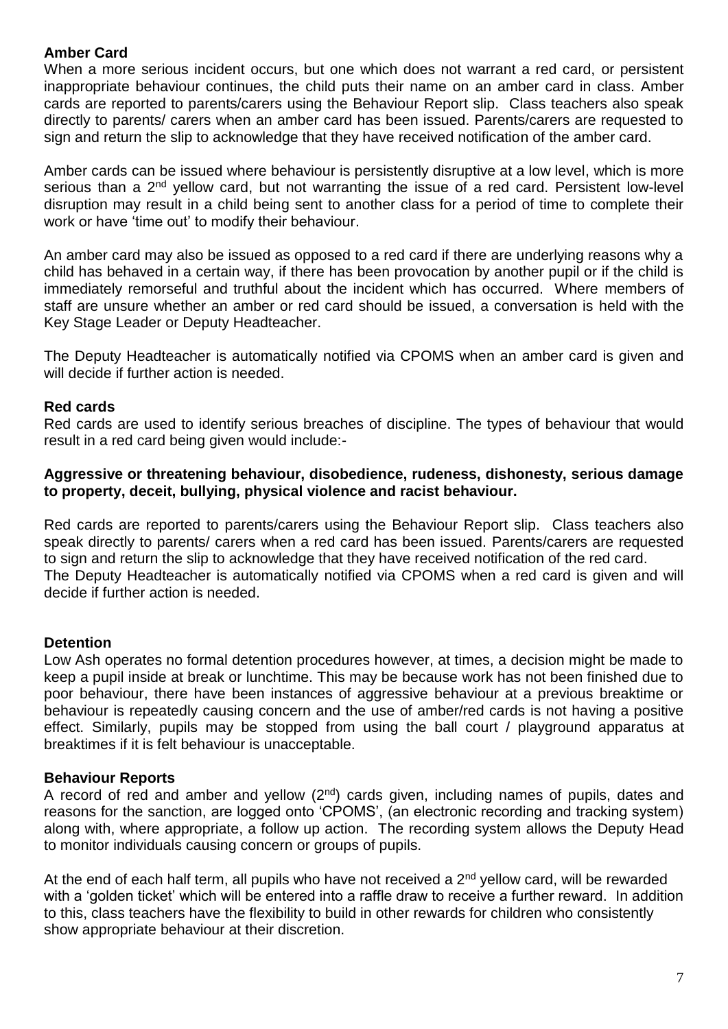**Amber Card**

When a more serious incident occurs, but one which does not warrant a red card, or persistent inappropriate behaviour continues, the child puts their name on an amber card in class. Amber cards are reported to parents/carers using the Behaviour Report slip. Class teachers also speak directly to parents/ carers when an amber card has been issued. Parents/carers are requested to sign and return the slip to acknowledge that they have received notification of the amber card.

Amber cards can be issued where behaviour is persistently disruptive at a low level, which is more serious than a 2nd yellow card, but not warranting the issue of a red card. Persistent low-level disruption may result in a child being sent to another class for a period of time to complete their work or have 'time out' to modify their behaviour.

An amber card may also be issued as opposed to a red card if there are underlying reasons why a child has behaved in a certain way, if there has been provocation by another pupil or if the child is immediately remorseful and truthful about the incident which has occurred. Where members of staff are unsure whether an amber or red card should be issued, a conversation is held with the Key Stage Leader or Deputy Headteacher.

The Deputy Headteacher is automatically notified via CPOMS when an amber card is given and will decide if further action is needed.

**Red cards**

Red cards are used to identify serious breaches of discipline. The types of behaviour that would result in a red card being given would include:-

**Aggressive or threatening behaviour, disobedience, rudeness, dishonesty, serious damage to property, deceit, bullying, physical violence and racist behaviour.**

Red cards are reported to parents/carers using the Behaviour Report slip. Class teachers also speak directly to parents/ carers when a red card has been issued. Parents/carers are requested to sign and return the slip to acknowledge that they have received notification of the red card.
The Deputy Headteacher is automatically notified via CPOMS when a red card is given and will decide if further action is needed.

**Detention**

Low Ash operates no formal detention procedures however, at times, a decision might be made to keep a pupil inside at break or lunchtime. This may be because work has not been finished due to poor behaviour, there have been instances of aggressive behaviour at a previous breaktime or behaviour is repeatedly causing concern and the use of amber/red cards is not having a positive effect. Similarly, pupils may be stopped from using the ball court / playground apparatus at breaktimes if it is felt behaviour is unacceptable.

**Behaviour Reports**

A record of red and amber and yellow (2nd) cards given, including names of pupils, dates and reasons for the sanction, are logged onto 'CPOMS', (an electronic recording and tracking system) along with, where appropriate, a follow up action. The recording system allows the Deputy Head to monitor individuals causing concern or groups of pupils.

At the end of each half term, all pupils who have not received a 2nd yellow card, will be rewarded with a 'golden ticket' which will be entered into a raffle draw to receive a further reward. In addition to this, class teachers have the flexibility to build in other rewards for children who consistently show appropriate behaviour at their discretion.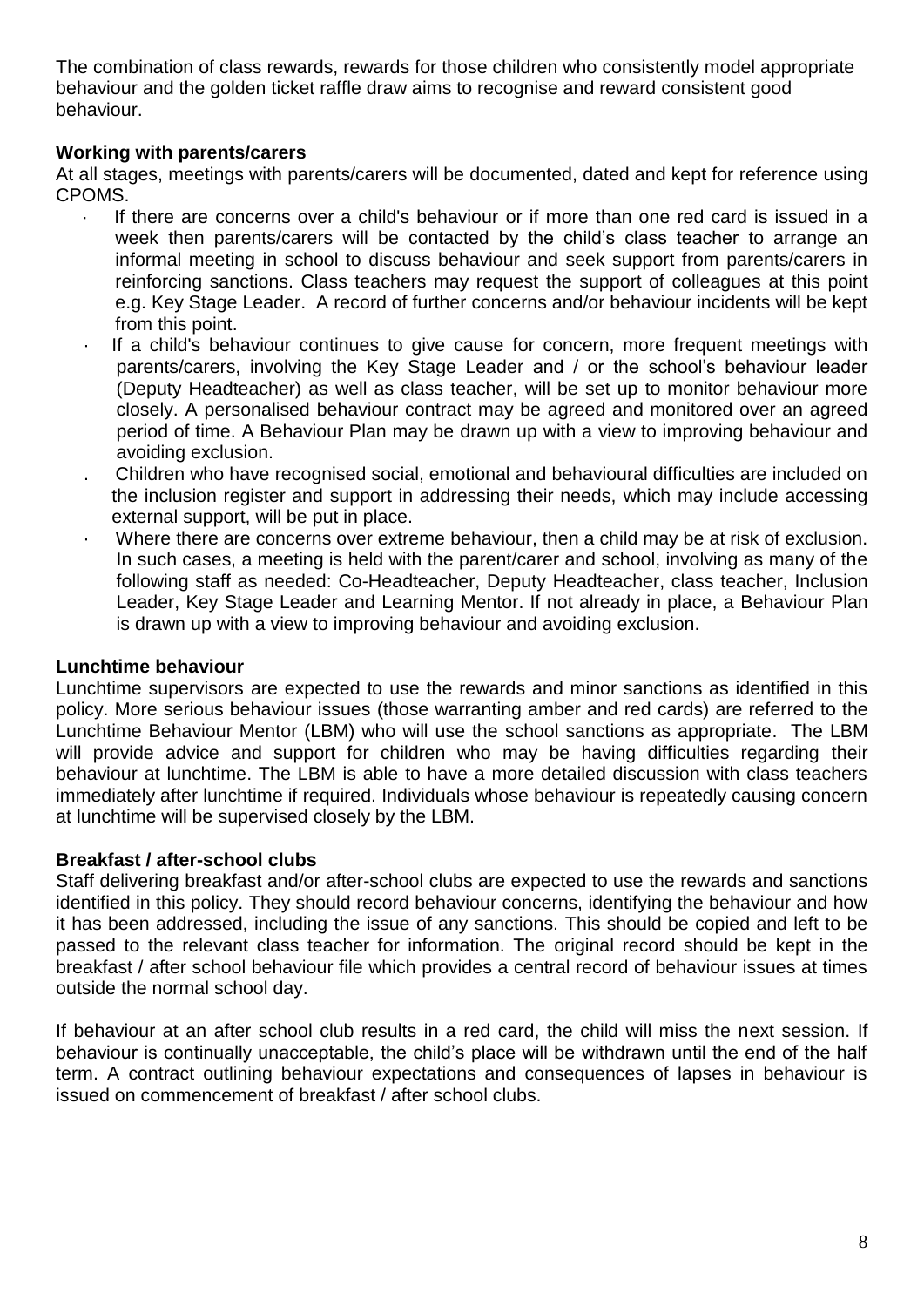The combination of class rewards, rewards for those children who consistently model appropriate behaviour and the golden ticket raffle draw aims to recognise and reward consistent good behaviour.

**Working with parents/carers**

At all stages, meetings with parents/carers will be documented, dated and kept for reference using CPOMS.

- If there are concerns over a child's behaviour or if more than one red card is issued in a week then parents/carers will be contacted by the child's class teacher to arrange an informal meeting in school to discuss behaviour and seek support from parents/carers in reinforcing sanctions. Class teachers may request the support of colleagues at this point e.g. Key Stage Leader. A record of further concerns and/or behaviour incidents will be kept from this point.
- If a child's behaviour continues to give cause for concern, more frequent meetings with parents/carers, involving the Key Stage Leader and / or the school's behaviour leader (Deputy Headteacher) as well as class teacher, will be set up to monitor behaviour more closely. A personalised behaviour contract may be agreed and monitored over an agreed period of time. A Behaviour Plan may be drawn up with a view to improving behaviour and avoiding exclusion.
- Children who have recognised social, emotional and behavioural difficulties are included on the inclusion register and support in addressing their needs, which may include accessing external support, will be put in place.
- Where there are concerns over extreme behaviour, then a child may be at risk of exclusion. In such cases, a meeting is held with the parent/carer and school, involving as many of the following staff as needed: Co-Headteacher, Deputy Headteacher, class teacher, Inclusion Leader, Key Stage Leader and Learning Mentor. If not already in place, a Behaviour Plan is drawn up with a view to improving behaviour and avoiding exclusion.

**Lunchtime behaviour**

Lunchtime supervisors are expected to use the rewards and minor sanctions as identified in this policy. More serious behaviour issues (those warranting amber and red cards) are referred to the Lunchtime Behaviour Mentor (LBM) who will use the school sanctions as appropriate. The LBM will provide advice and support for children who may be having difficulties regarding their behaviour at lunchtime. The LBM is able to have a more detailed discussion with class teachers immediately after lunchtime if required. Individuals whose behaviour is repeatedly causing concern at lunchtime will be supervised closely by the LBM.

**Breakfast / after-school clubs**

Staff delivering breakfast and/or after-school clubs are expected to use the rewards and sanctions identified in this policy. They should record behaviour concerns, identifying the behaviour and how it has been addressed, including the issue of any sanctions. This should be copied and left to be passed to the relevant class teacher for information. The original record should be kept in the breakfast / after school behaviour file which provides a central record of behaviour issues at times outside the normal school day.

If behaviour at an after school club results in a red card, the child will miss the next session. If behaviour is continually unacceptable, the child's place will be withdrawn until the end of the half term. A contract outlining behaviour expectations and consequences of lapses in behaviour is issued on commencement of breakfast / after school clubs.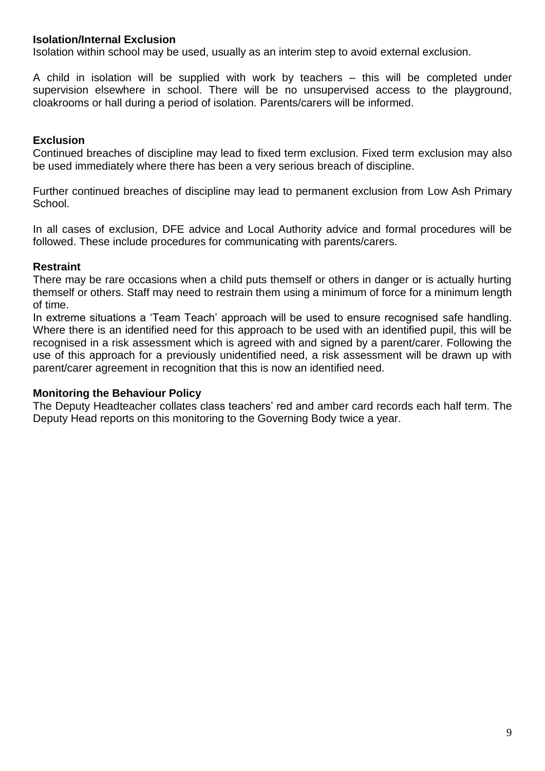**Isolation/Internal Exclusion**

Isolation within school may be used, usually as an interim step to avoid external exclusion.

A child in isolation will be supplied with work by teachers – this will be completed under supervision elsewhere in school. There will be no unsupervised access to the playground, cloakrooms or hall during a period of isolation. Parents/carers will be informed.

**Exclusion**

Continued breaches of discipline may lead to fixed term exclusion. Fixed term exclusion may also be used immediately where there has been a very serious breach of discipline.

Further continued breaches of discipline may lead to permanent exclusion from Low Ash Primary School.

In all cases of exclusion, DFE advice and Local Authority advice and formal procedures will be followed. These include procedures for communicating with parents/carers.

**Restraint**

There may be rare occasions when a child puts themself or others in danger or is actually hurting themself or others. Staff may need to restrain them using a minimum of force for a minimum length of time.

In extreme situations a 'Team Teach' approach will be used to ensure recognised safe handling. Where there is an identified need for this approach to be used with an identified pupil, this will be recognised in a risk assessment which is agreed with and signed by a parent/carer. Following the use of this approach for a previously unidentified need, a risk assessment will be drawn up with parent/carer agreement in recognition that this is now an identified need.

**Monitoring the Behaviour Policy**

The Deputy Headteacher collates class teachers' red and amber card records each half term. The Deputy Head reports on this monitoring to the Governing Body twice a year.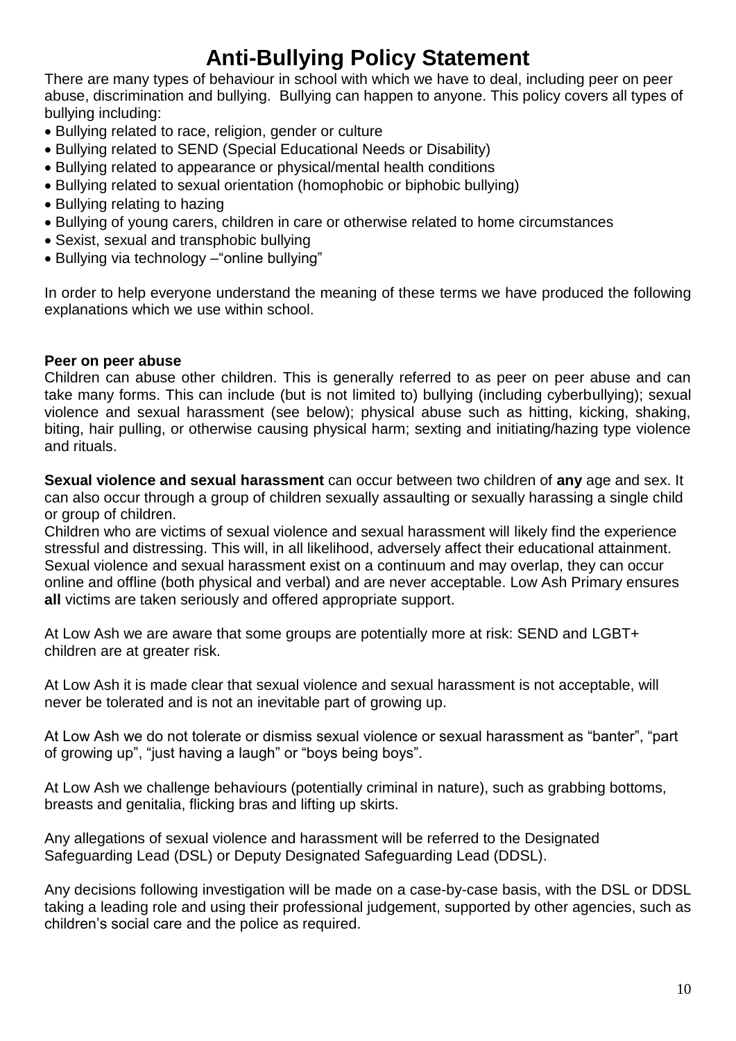# Anti-Bullying Policy Statement

There are many types of behaviour in school with which we have to deal, including peer on peer abuse, discrimination and bullying. Bullying can happen to anyone. This policy covers all types of bullying including:

- Bullying related to race, religion, gender or culture
- Bullying related to SEND (Special Educational Needs or Disability)
- Bullying related to appearance or physical/mental health conditions
- Bullying related to sexual orientation (homophobic or biphobic bullying)
- Bullying relating to hazing
- Bullying of young carers, children in care or otherwise related to home circumstances
- Sexist, sexual and transphobic bullying
- Bullying via technology –"online bullying"

In order to help everyone understand the meaning of these terms we have produced the following explanations which we use within school.

**Peer on peer abuse**

Children can abuse other children. This is generally referred to as peer on peer abuse and can take many forms. This can include (but is not limited to) bullying (including cyberbullying); sexual violence and sexual harassment (see below); physical abuse such as hitting, kicking, shaking, biting, hair pulling, or otherwise causing physical harm; sexting and initiating/hazing type violence and rituals.

**Sexual violence and sexual harassment** can occur between two children of **any** age and sex. It can also occur through a group of children sexually assaulting or sexually harassing a single child or group of children.

Children who are victims of sexual violence and sexual harassment will likely find the experience stressful and distressing. This will, in all likelihood, adversely affect their educational attainment. Sexual violence and sexual harassment exist on a continuum and may overlap, they can occur online and offline (both physical and verbal) and are never acceptable. Low Ash Primary ensures **all** victims are taken seriously and offered appropriate support.

At Low Ash we are aware that some groups are potentially more at risk: SEND and LGBT+ children are at greater risk.

At Low Ash it is made clear that sexual violence and sexual harassment is not acceptable, will never be tolerated and is not an inevitable part of growing up.

At Low Ash we do not tolerate or dismiss sexual violence or sexual harassment as "banter", "part of growing up", "just having a laugh" or "boys being boys".

At Low Ash we challenge behaviours (potentially criminal in nature), such as grabbing bottoms, breasts and genitalia, flicking bras and lifting up skirts.

Any allegations of sexual violence and harassment will be referred to the Designated Safeguarding Lead (DSL) or Deputy Designated Safeguarding Lead (DDSL).

Any decisions following investigation will be made on a case-by-case basis, with the DSL or DDSL taking a leading role and using their professional judgement, supported by other agencies, such as children's social care and the police as required.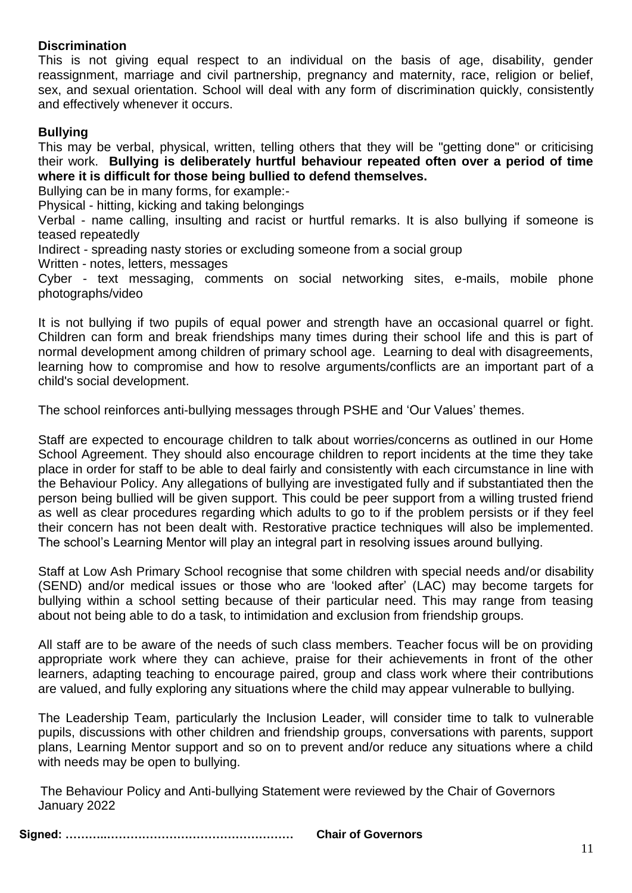**Discrimination**

This is not giving equal respect to an individual on the basis of age, disability, gender reassignment, marriage and civil partnership, pregnancy and maternity, race, religion or belief, sex, and sexual orientation. School will deal with any form of discrimination quickly, consistently and effectively whenever it occurs.

**Bullying**

This may be verbal, physical, written, telling others that they will be "getting done" or criticising their work. **Bullying is deliberately hurtful behaviour repeated often over a period of time where it is difficult for those being bullied to defend themselves.**

Bullying can be in many forms, for example:-

Physical - hitting, kicking and taking belongings

Verbal - name calling, insulting and racist or hurtful remarks. It is also bullying if someone is teased repeatedly

Indirect - spreading nasty stories or excluding someone from a social group

Written - notes, letters, messages

Cyber - text messaging, comments on social networking sites, e-mails, mobile phone photographs/video

It is not bullying if two pupils of equal power and strength have an occasional quarrel or fight. Children can form and break friendships many times during their school life and this is part of normal development among children of primary school age. Learning to deal with disagreements, learning how to compromise and how to resolve arguments/conflicts are an important part of a child's social development.

The school reinforces anti-bullying messages through PSHE and 'Our Values' themes.

Staff are expected to encourage children to talk about worries/concerns as outlined in our Home School Agreement. They should also encourage children to report incidents at the time they take place in order for staff to be able to deal fairly and consistently with each circumstance in line with the Behaviour Policy. Any allegations of bullying are investigated fully and if substantiated then the person being bullied will be given support. This could be peer support from a willing trusted friend as well as clear procedures regarding which adults to go to if the problem persists or if they feel their concern has not been dealt with. Restorative practice techniques will also be implemented. The school's Learning Mentor will play an integral part in resolving issues around bullying.

Staff at Low Ash Primary School recognise that some children with special needs and/or disability (SEND) and/or medical issues or those who are 'looked after' (LAC) may become targets for bullying within a school setting because of their particular need. This may range from teasing about not being able to do a task, to intimidation and exclusion from friendship groups.

All staff are to be aware of the needs of such class members. Teacher focus will be on providing appropriate work where they can achieve, praise for their achievements in front of the other learners, adapting teaching to encourage paired, group and class work where their contributions are valued, and fully exploring any situations where the child may appear vulnerable to bullying.

The Leadership Team, particularly the Inclusion Leader, will consider time to talk to vulnerable pupils, discussions with other children and friendship groups, conversations with parents, support plans, Learning Mentor support and so on to prevent and/or reduce any situations where a child with needs may be open to bullying.

The Behaviour Policy and Anti-bullying Statement were reviewed by the Chair of Governors January 2022

**Signed: ………..…………………………………… Chair of Governors**